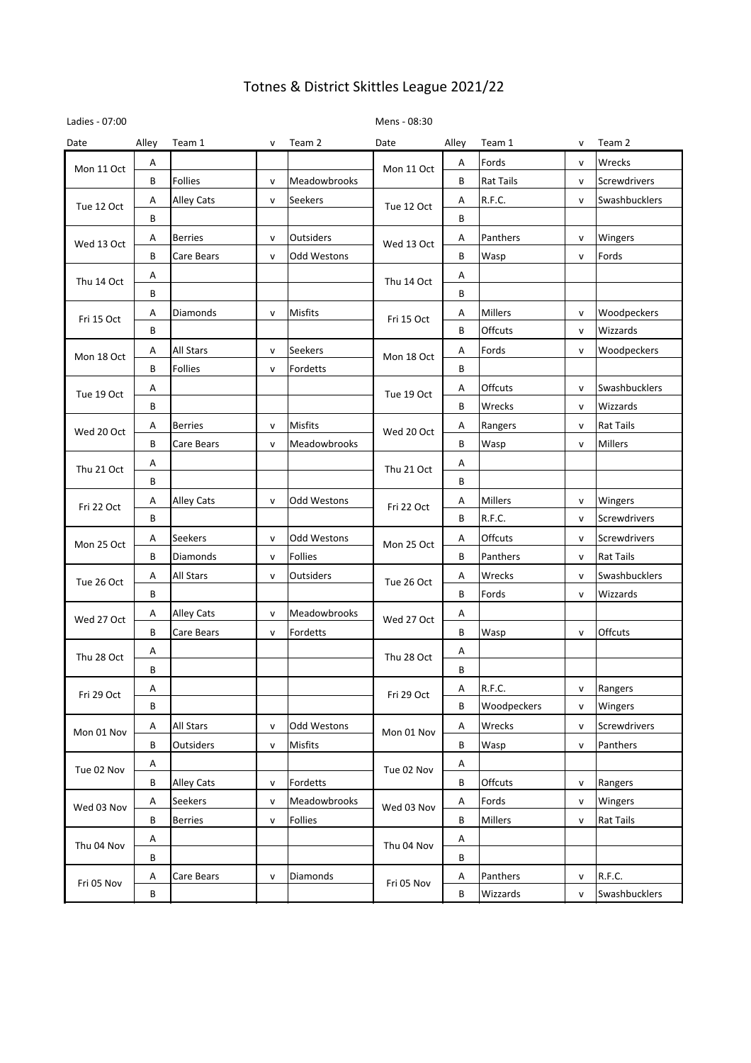# Totnes & District Skittles League 2021/22

Ladies - 07:00

Mens - 08:30

| Date | Alley | Team 1 | v | Team 2 | Date | Alley | Team 1 | v | Team 2 |
|---|---|---|---|---|---|---|---|---|---|
| Mon 11 Oct | A | | | | Mon 11 Oct | A | Fords | v | Wrecks |
| | B | Follies | v | Meadowbrooks | | B | Rat Tails | v | Screwdrivers |
| Tue 12 Oct | A | Alley Cats | v | Seekers | Tue 12 Oct | A | R.F.C. | v | Swashbucklers |
| | B | | | | | B | | | |
| Wed 13 Oct | A | Berries | v | Outsiders | Wed 13 Oct | A | Panthers | v | Wingers |
| | B | Care Bears | v | Odd Westons | | B | Wasp | v | Fords |
| Thu 14 Oct | A | | | | Thu 14 Oct | A | | | |
| | B | | | | | B | | | |
| Fri 15 Oct | A | Diamonds | v | Misfits | Fri 15 Oct | A | Millers | v | Woodpeckers |
| | B | | | | | B | Offcuts | v | Wizzards |
| Mon 18 Oct | A | All Stars | v | Seekers | Mon 18 Oct | A | Fords | v | Woodpeckers |
| | B | Follies | v | Fordetts | | B | | | |
| Tue 19 Oct | A | | | | Tue 19 Oct | A | Offcuts | v | Swashbucklers |
| | B | | | | | B | Wrecks | v | Wizzards |
| Wed 20 Oct | A | Berries | v | Misfits | Wed 20 Oct | A | Rangers | v | Rat Tails |
| | B | Care Bears | v | Meadowbrooks | | B | Wasp | v | Millers |
| Thu 21 Oct | A | | | | Thu 21 Oct | A | | | |
| | B | | | | | B | | | |
| Fri 22 Oct | A | Alley Cats | v | Odd Westons | Fri 22 Oct | A | Millers | v | Wingers |
| | B | | | | | B | R.F.C. | v | Screwdrivers |
| Mon 25 Oct | A | Seekers | v | Odd Westons | Mon 25 Oct | A | Offcuts | v | Screwdrivers |
| | B | Diamonds | v | Follies | | B | Panthers | v | Rat Tails |
| Tue 26 Oct | A | All Stars | v | Outsiders | Tue 26 Oct | A | Wrecks | v | Swashbucklers |
| | B | | | | | B | Fords | v | Wizzards |
| Wed 27 Oct | A | Alley Cats | v | Meadowbrooks | Wed 27 Oct | A | | | |
| | B | Care Bears | v | Fordetts | | B | Wasp | v | Offcuts |
| Thu 28 Oct | A | | | | Thu 28 Oct | A | | | |
| | B | | | | | B | | | |
| Fri 29 Oct | A | | | | Fri 29 Oct | A | R.F.C. | v | Rangers |
| | B | | | | | B | Woodpeckers | v | Wingers |
| Mon 01 Nov | A | All Stars | v | Odd Westons | Mon 01 Nov | A | Wrecks | v | Screwdrivers |
| | B | Outsiders | v | Misfits | | B | Wasp | v | Panthers |
| Tue 02 Nov | A | | | | Tue 02 Nov | A | | | |
| | B | Alley Cats | v | Fordetts | | B | Offcuts | v | Rangers |
| Wed 03 Nov | A | Seekers | v | Meadowbrooks | Wed 03 Nov | A | Fords | v | Wingers |
| | B | Berries | v | Follies | | B | Millers | v | Rat Tails |
| Thu 04 Nov | A | | | | Thu 04 Nov | A | | | |
| | B | | | | | B | | | |
| Fri 05 Nov | A | Care Bears | v | Diamonds | Fri 05 Nov | A | Panthers | v | R.F.C. |
| | B | | | | | B | Wizzards | v | Swashbucklers |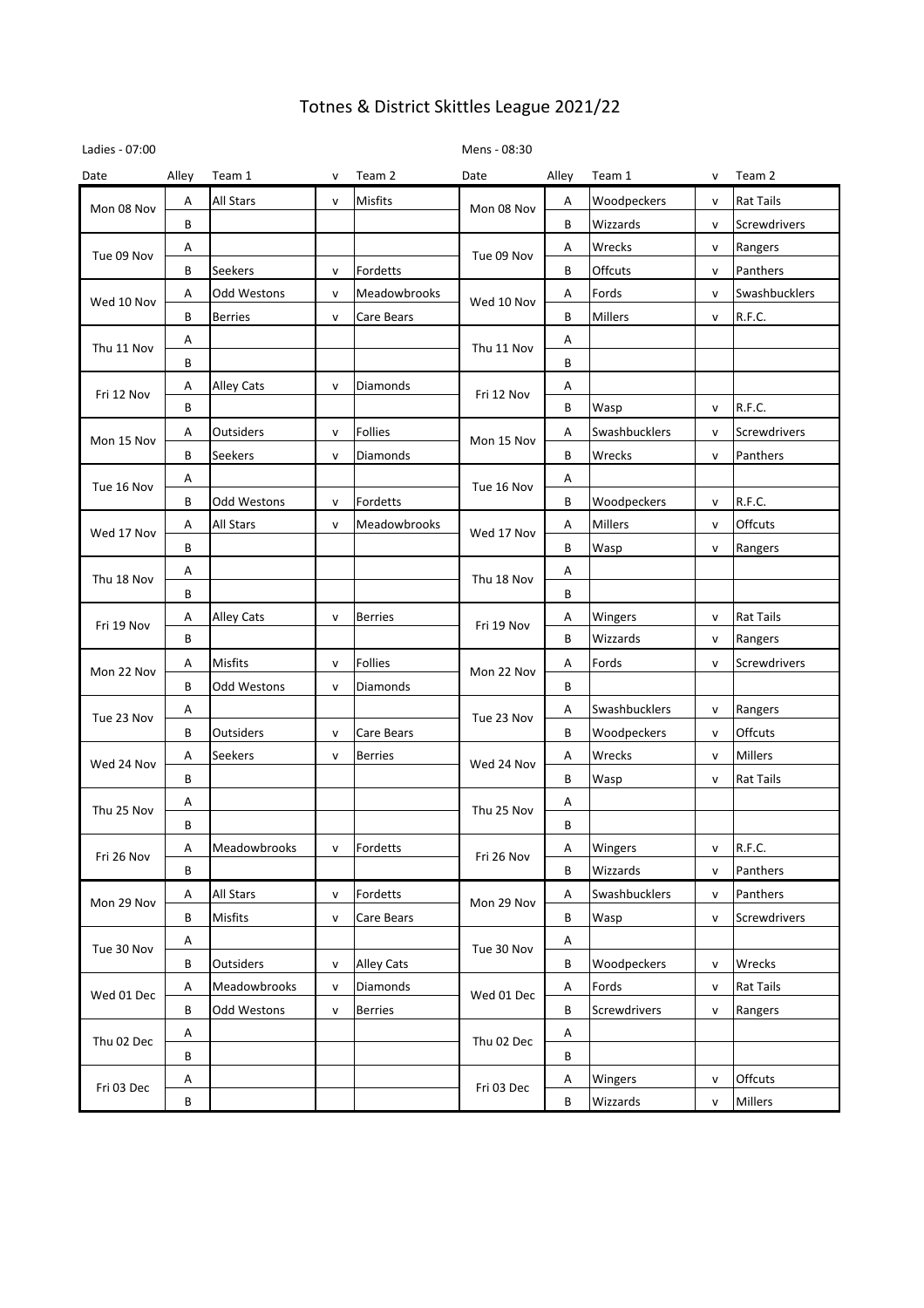# Totnes & District Skittles League 2021/22

Ladies - 07:00 | Mens - 08:30

| Date | Alley | Team 1 | v | Team 2 | Date | Alley | Team 1 | v | Team 2 |
|---|---|---|---|---|---|---|---|---|---|
| Mon 08 Nov | A | All Stars | v | Misfits | Mon 08 Nov | A | Woodpeckers | v | Rat Tails |
| | B | | | | | B | Wizzards | v | Screwdrivers |
| Tue 09 Nov | A | | | | Tue 09 Nov | A | Wrecks | v | Rangers |
| | B | Seekers | v | Fordetts | | B | Offcuts | v | Panthers |
| Wed 10 Nov | A | Odd Westons | v | Meadowbrooks | Wed 10 Nov | A | Fords | v | Swashbucklers |
| | B | Berries | v | Care Bears | | B | Millers | v | R.F.C. |
| Thu 11 Nov | A | | | | Thu 11 Nov | A | | | |
| | B | | | | | B | | | |
| Fri 12 Nov | A | Alley Cats | v | Diamonds | Fri 12 Nov | A | | | |
| | B | | | | | B | Wasp | v | R.F.C. |
| Mon 15 Nov | A | Outsiders | v | Follies | Mon 15 Nov | A | Swashbucklers | v | Screwdrivers |
| | B | Seekers | v | Diamonds | | B | Wrecks | v | Panthers |
| Tue 16 Nov | A | | | | Tue 16 Nov | A | | | |
| | B | Odd Westons | v | Fordetts | | B | Woodpeckers | v | R.F.C. |
| Wed 17 Nov | A | All Stars | v | Meadowbrooks | Wed 17 Nov | A | Millers | v | Offcuts |
| | B | | | | | B | Wasp | v | Rangers |
| Thu 18 Nov | A | | | | Thu 18 Nov | A | | | |
| | B | | | | | B | | | |
| Fri 19 Nov | A | Alley Cats | v | Berries | Fri 19 Nov | A | Wingers | v | Rat Tails |
| | B | | | | | B | Wizzards | v | Rangers |
| Mon 22 Nov | A | Misfits | v | Follies | Mon 22 Nov | A | Fords | v | Screwdrivers |
| | B | Odd Westons | v | Diamonds | | B | | | |
| Tue 23 Nov | A | | | | Tue 23 Nov | A | Swashbucklers | v | Rangers |
| | B | Outsiders | v | Care Bears | | B | Woodpeckers | v | Offcuts |
| Wed 24 Nov | A | Seekers | v | Berries | Wed 24 Nov | A | Wrecks | v | Millers |
| | B | | | | | B | Wasp | v | Rat Tails |
| Thu 25 Nov | A | | | | Thu 25 Nov | A | | | |
| | B | | | | | B | | | |
| Fri 26 Nov | A | Meadowbrooks | v | Fordetts | Fri 26 Nov | A | Wingers | v | R.F.C. |
| | B | | | | | B | Wizzards | v | Panthers |
| Mon 29 Nov | A | All Stars | v | Fordetts | Mon 29 Nov | A | Swashbucklers | v | Panthers |
| | B | Misfits | v | Care Bears | | B | Wasp | v | Screwdrivers |
| Tue 30 Nov | A | | | | Tue 30 Nov | A | | | |
| | B | Outsiders | v | Alley Cats | | B | Woodpeckers | v | Wrecks |
| Wed 01 Dec | A | Meadowbrooks | v | Diamonds | Wed 01 Dec | A | Fords | v | Rat Tails |
| | B | Odd Westons | v | Berries | | B | Screwdrivers | v | Rangers |
| Thu 02 Dec | A | | | | Thu 02 Dec | A | | | |
| | B | | | | | B | | | |
| Fri 03 Dec | A | | | | Fri 03 Dec | A | Wingers | v | Offcuts |
| | B | | | | | B | Wizzards | v | Millers |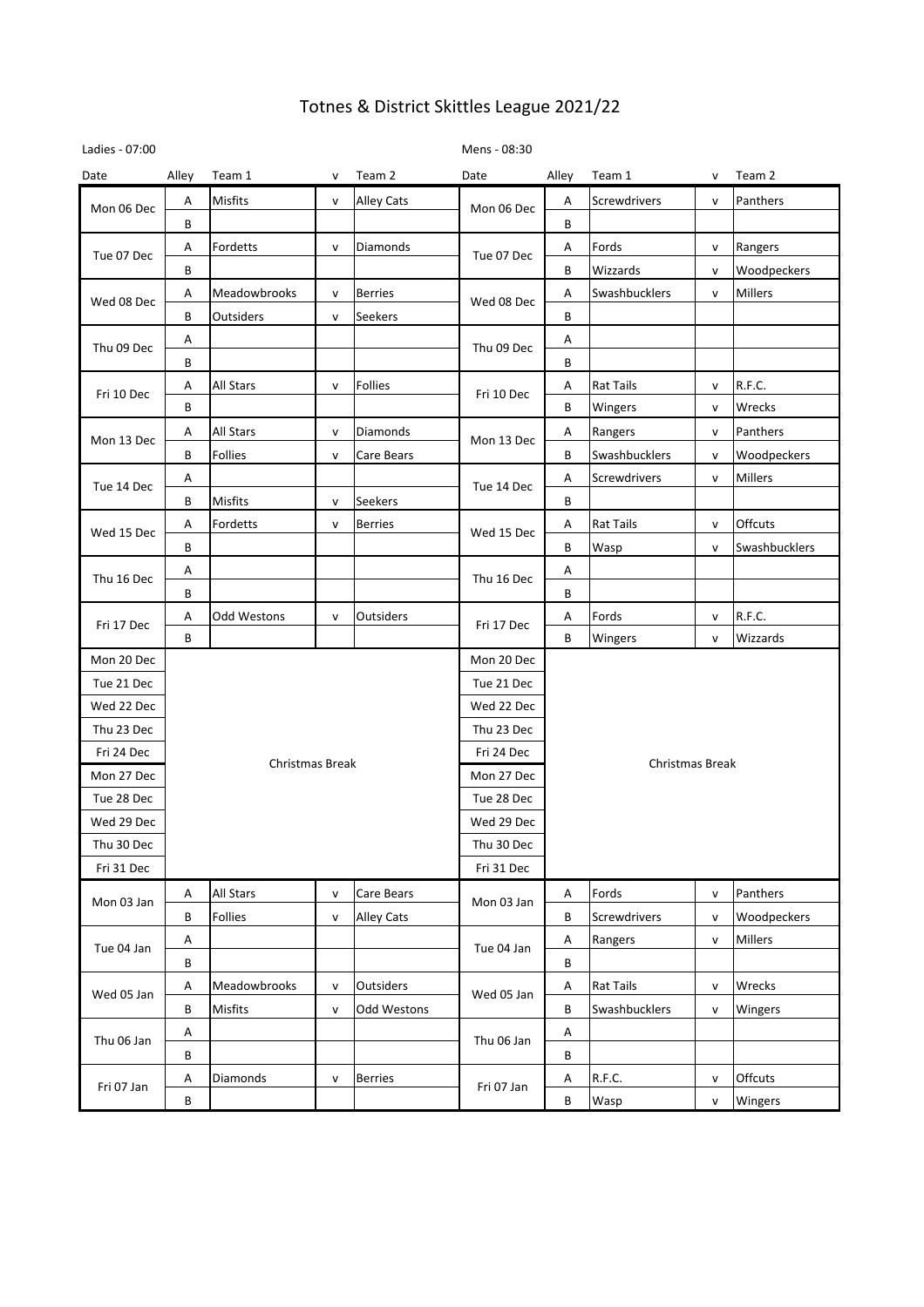# Totnes & District Skittles League 2021/22

Ladies - 07:00 | Mens - 08:30

| Date | Alley | Team 1 | v | Team 2 | Date | Alley | Team 1 | v | Team 2 |
|---|---|---|---|---|---|---|---|---|---|
| Mon 06 Dec | A | Misfits | v | Alley Cats | Mon 06 Dec | A | Screwdrivers | v | Panthers |
| | B | | | | | B | | | |
| Tue 07 Dec | A | Fordetts | v | Diamonds | Tue 07 Dec | A | Fords | v | Rangers |
| | B | | | | | B | Wizzards | v | Woodpeckers |
| Wed 08 Dec | A | Meadowbrooks | v | Berries | Wed 08 Dec | A | Swashbucklers | v | Millers |
| | B | Outsiders | v | Seekers | | B | | | |
| Thu 09 Dec | A | | | | Thu 09 Dec | A | | | |
| | B | | | | | B | | | |
| Fri 10 Dec | A | All Stars | v | Follies | Fri 10 Dec | A | Rat Tails | v | R.F.C. |
| | B | | | | | B | Wingers | v | Wrecks |
| Mon 13 Dec | A | All Stars | v | Diamonds | Mon 13 Dec | A | Rangers | v | Panthers |
| | B | Follies | v | Care Bears | | B | Swashbucklers | v | Woodpeckers |
| Tue 14 Dec | A | | | | Tue 14 Dec | A | Screwdrivers | v | Millers |
| | B | Misfits | v | Seekers | | B | | | |
| Wed 15 Dec | A | Fordetts | v | Berries | Wed 15 Dec | A | Rat Tails | v | Offcuts |
| | B | | | | | B | Wasp | v | Swashbucklers |
| Thu 16 Dec | A | | | | Thu 16 Dec | A | | | |
| | B | | | | | B | | | |
| Fri 17 Dec | A | Odd Westons | v | Outsiders | Fri 17 Dec | A | Fords | v | R.F.C. |
| | B | | | | | B | Wingers | v | Wizzards |
| Mon 20 Dec | | Christmas Break | | | Mon 20 Dec | | Christmas Break | | |
| Tue 21 Dec | | | | | Tue 21 Dec | | | | |
| Wed 22 Dec | | | | | Wed 22 Dec | | | | |
| Thu 23 Dec | | | | | Thu 23 Dec | | | | |
| Fri 24 Dec | | | | | Fri 24 Dec | | | | |
| Mon 27 Dec | | | | | Mon 27 Dec | | | | |
| Tue 28 Dec | | | | | Tue 28 Dec | | | | |
| Wed 29 Dec | | | | | Wed 29 Dec | | | | |
| Thu 30 Dec | | | | | Thu 30 Dec | | | | |
| Fri 31 Dec | | | | | Fri 31 Dec | | | | |
| Mon 03 Jan | A | All Stars | v | Care Bears | Mon 03 Jan | A | Fords | v | Panthers |
| | B | Follies | v | Alley Cats | | B | Screwdrivers | v | Woodpeckers |
| Tue 04 Jan | A | | | | Tue 04 Jan | A | Rangers | v | Millers |
| | B | | | | | B | | | |
| Wed 05 Jan | A | Meadowbrooks | v | Outsiders | Wed 05 Jan | A | Rat Tails | v | Wrecks |
| | B | Misfits | v | Odd Westons | | B | Swashbucklers | v | Wingers |
| Thu 06 Jan | A | | | | Thu 06 Jan | A | | | |
| | B | | | | | B | | | |
| Fri 07 Jan | A | Diamonds | v | Berries | Fri 07 Jan | A | R.F.C. | v | Offcuts |
| | B | | | | | B | Wasp | v | Wingers |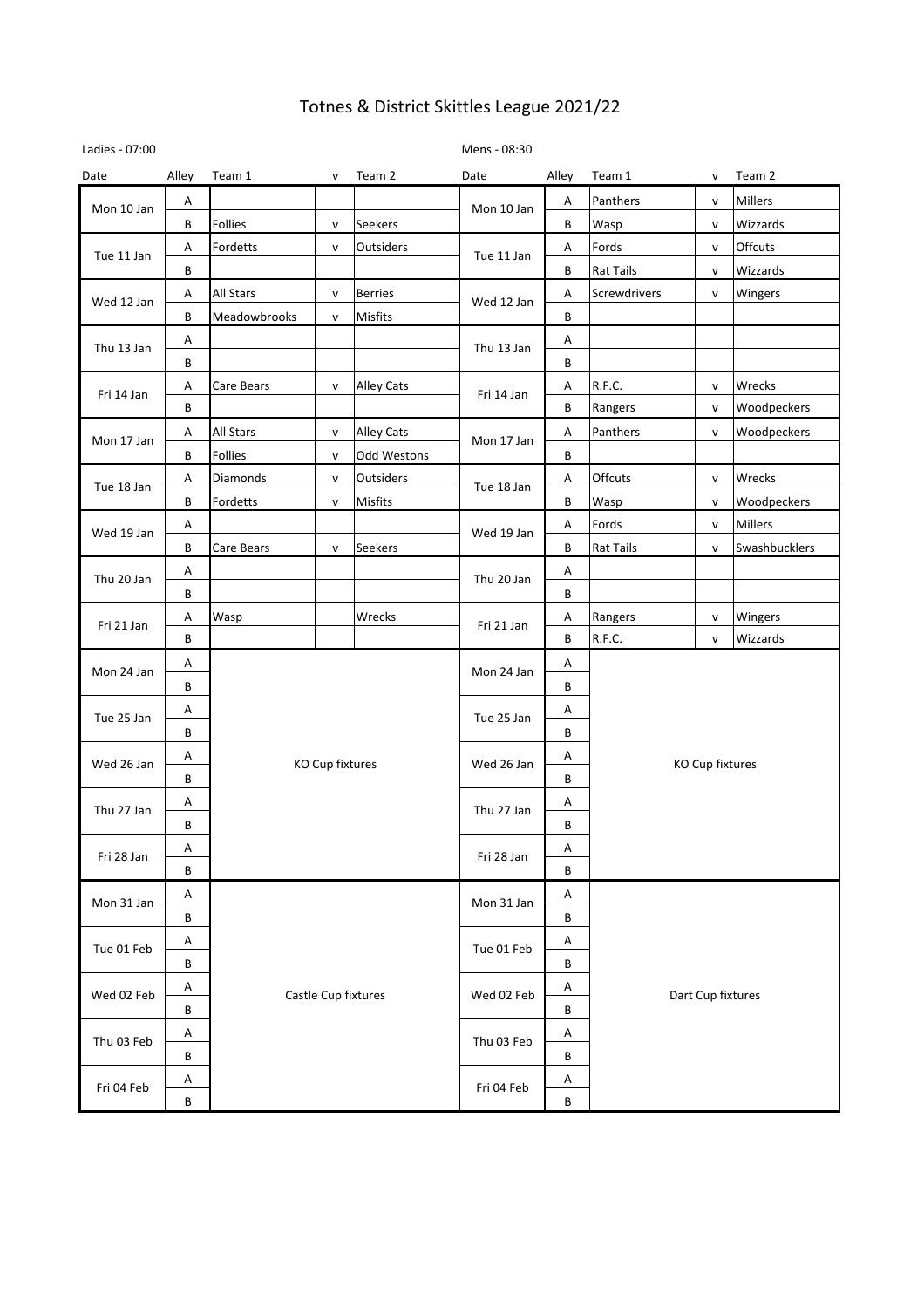# Totnes & District Skittles League 2021/22

Ladies - 07:00 | Mens - 08:30

| Date | Alley | Team 1 | v | Team 2 | Date | Alley | Team 1 | v | Team 2 |
|---|---|---|---|---|---|---|---|---|---|
| Mon 10 Jan | A | | | | Mon 10 Jan | A | Panthers | v | Millers |
| | B | Follies | v | Seekers | | B | Wasp | v | Wizzards |
| Tue 11 Jan | A | Fordetts | v | Outsiders | Tue 11 Jan | A | Fords | v | Offcuts |
| | B | | | | | B | Rat Tails | v | Wizzards |
| Wed 12 Jan | A | All Stars | v | Berries | Wed 12 Jan | A | Screwdrivers | v | Wingers |
| | B | Meadowbrooks | v | Misfits | | B | | | |
| Thu 13 Jan | A | | | | Thu 13 Jan | A | | | |
| | B | | | | | B | | | |
| Fri 14 Jan | A | Care Bears | v | Alley Cats | Fri 14 Jan | A | R.F.C. | v | Wrecks |
| | B | | | | | B | Rangers | v | Woodpeckers |
| Mon 17 Jan | A | All Stars | v | Alley Cats | Mon 17 Jan | A | Panthers | v | Woodpeckers |
| | B | Follies | v | Odd Westons | | B | | | |
| Tue 18 Jan | A | Diamonds | v | Outsiders | Tue 18 Jan | A | Offcuts | v | Wrecks |
| | B | Fordetts | v | Misfits | | B | Wasp | v | Woodpeckers |
| Wed 19 Jan | A | | | | Wed 19 Jan | A | Fords | v | Millers |
| | B | Care Bears | v | Seekers | | B | Rat Tails | v | Swashbucklers |
| Thu 20 Jan | A | | | | Thu 20 Jan | A | | | |
| | B | | | | | B | | | |
| Fri 21 Jan | A | Wasp | | Wrecks | Fri 21 Jan | A | Rangers | v | Wingers |
| | B | | | | | B | R.F.C. | v | Wizzards |
| Mon 24 Jan | A | KO Cup fixtures | | | Mon 24 Jan | A | KO Cup fixtures | | |
| | B | | | | | B | | | |
| Tue 25 Jan | A | | | | Tue 25 Jan | A | | | |
| | B | | | | | B | | | |
| Wed 26 Jan | A | | | | Wed 26 Jan | A | | | |
| | B | | | | | B | | | |
| Thu 27 Jan | A | | | | Thu 27 Jan | A | | | |
| | B | | | | | B | | | |
| Fri 28 Jan | A | | | | Fri 28 Jan | A | | | |
| | B | | | | | B | | | |
| Mon 31 Jan | A | Castle Cup fixtures | | | Mon 31 Jan | A | Dart Cup fixtures | | |
| | B | | | | | B | | | |
| Tue 01 Feb | A | | | | Tue 01 Feb | A | | | |
| | B | | | | | B | | | |
| Wed 02 Feb | A | | | | Wed 02 Feb | A | | | |
| | B | | | | | B | | | |
| Thu 03 Feb | A | | | | Thu 03 Feb | A | | | |
| | B | | | | | B | | | |
| Fri 04 Feb | A | | | | Fri 04 Feb | A | | | |
| | B | | | | | B | | | |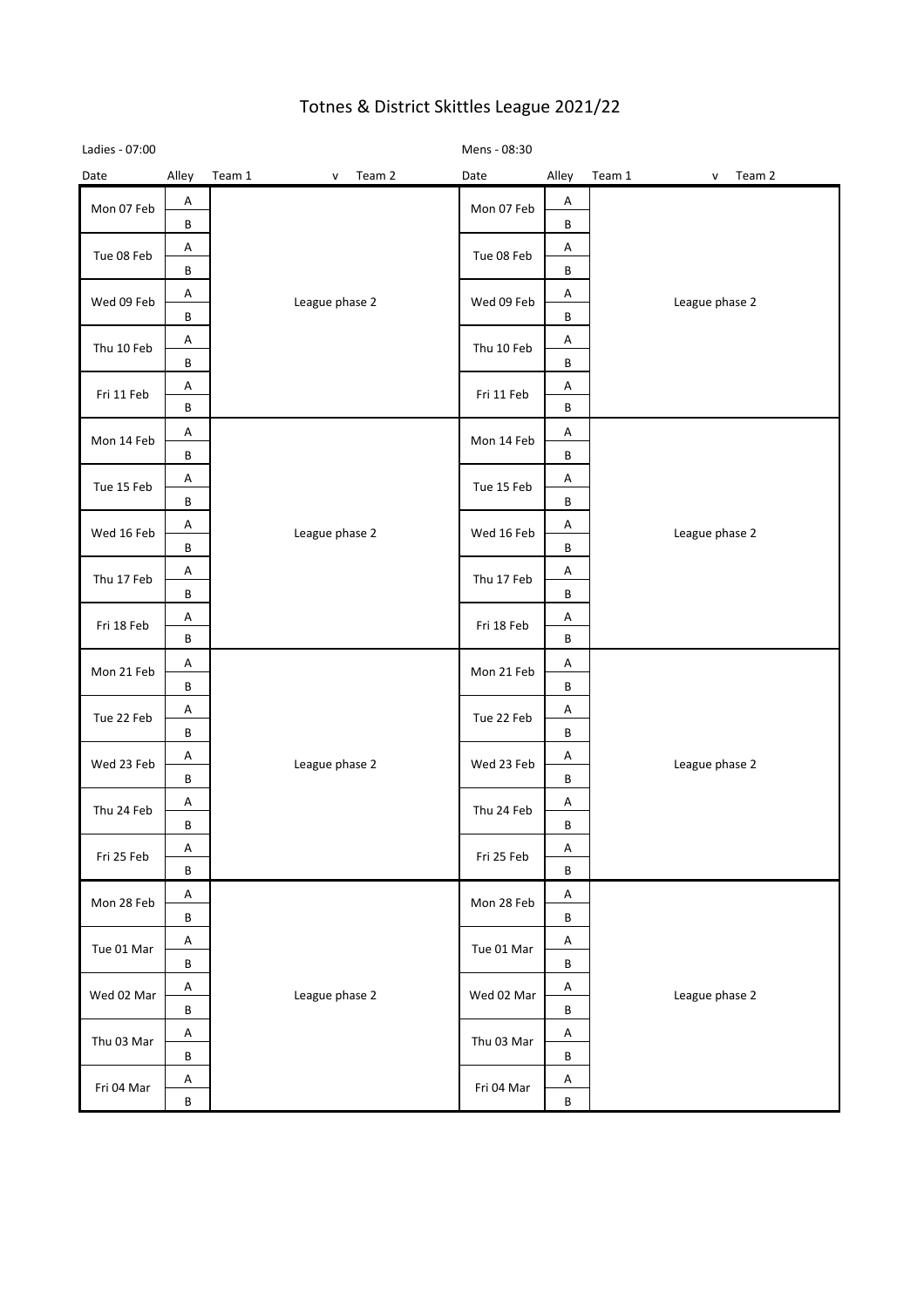# Totnes & District Skittles League 2021/22

Ladies - 07:00

| Date | Alley | Team 1 | v | Team 2 |
|---|---|---|---|---|
| Mon 07 Feb | A | | | |
| | B | | | |
| Tue 08 Feb | A | | | |
| | B | | | |
| Wed 09 Feb | A | League phase 2 | | |
| | B | | | |
| Thu 10 Feb | A | | | |
| | B | | | |
| Fri 11 Feb | A | | | |
| | B | | | |
| Mon 14 Feb | A | | | |
| | B | | | |
| Tue 15 Feb | A | | | |
| | B | | | |
| Wed 16 Feb | A | League phase 2 | | |
| | B | | | |
| Thu 17 Feb | A | | | |
| | B | | | |
| Fri 18 Feb | A | | | |
| | B | | | |
| Mon 21 Feb | A | | | |
| | B | | | |
| Tue 22 Feb | A | | | |
| | B | | | |
| Wed 23 Feb | A | League phase 2 | | |
| | B | | | |
| Thu 24 Feb | A | | | |
| | B | | | |
| Fri 25 Feb | A | | | |
| | B | | | |
| Mon 28 Feb | A | | | |
| | B | | | |
| Tue 01 Mar | A | | | |
| | B | | | |
| Wed 02 Mar | A | League phase 2 | | |
| | B | | | |
| Thu 03 Mar | A | | | |
| | B | | | |
| Fri 04 Mar | A | | | |
| | B | | | |

Mens - 08:30

| Date | Alley | Team 1 | v | Team 2 |
|---|---|---|---|---|
| Mon 07 Feb | A | | | |
| | B | | | |
| Tue 08 Feb | A | | | |
| | B | | | |
| Wed 09 Feb | A | League phase 2 | | |
| | B | | | |
| Thu 10 Feb | A | | | |
| | B | | | |
| Fri 11 Feb | A | | | |
| | B | | | |
| Mon 14 Feb | A | | | |
| | B | | | |
| Tue 15 Feb | A | | | |
| | B | | | |
| Wed 16 Feb | A | League phase 2 | | |
| | B | | | |
| Thu 17 Feb | A | | | |
| | B | | | |
| Fri 18 Feb | A | | | |
| | B | | | |
| Mon 21 Feb | A | | | |
| | B | | | |
| Tue 22 Feb | A | | | |
| | B | | | |
| Wed 23 Feb | A | League phase 2 | | |
| | B | | | |
| Thu 24 Feb | A | | | |
| | B | | | |
| Fri 25 Feb | A | | | |
| | B | | | |
| Mon 28 Feb | A | | | |
| | B | | | |
| Tue 01 Mar | A | | | |
| | B | | | |
| Wed 02 Mar | A | League phase 2 | | |
| | B | | | |
| Thu 03 Mar | A | | | |
| | B | | | |
| Fri 04 Mar | A | | | |
| | B | | | |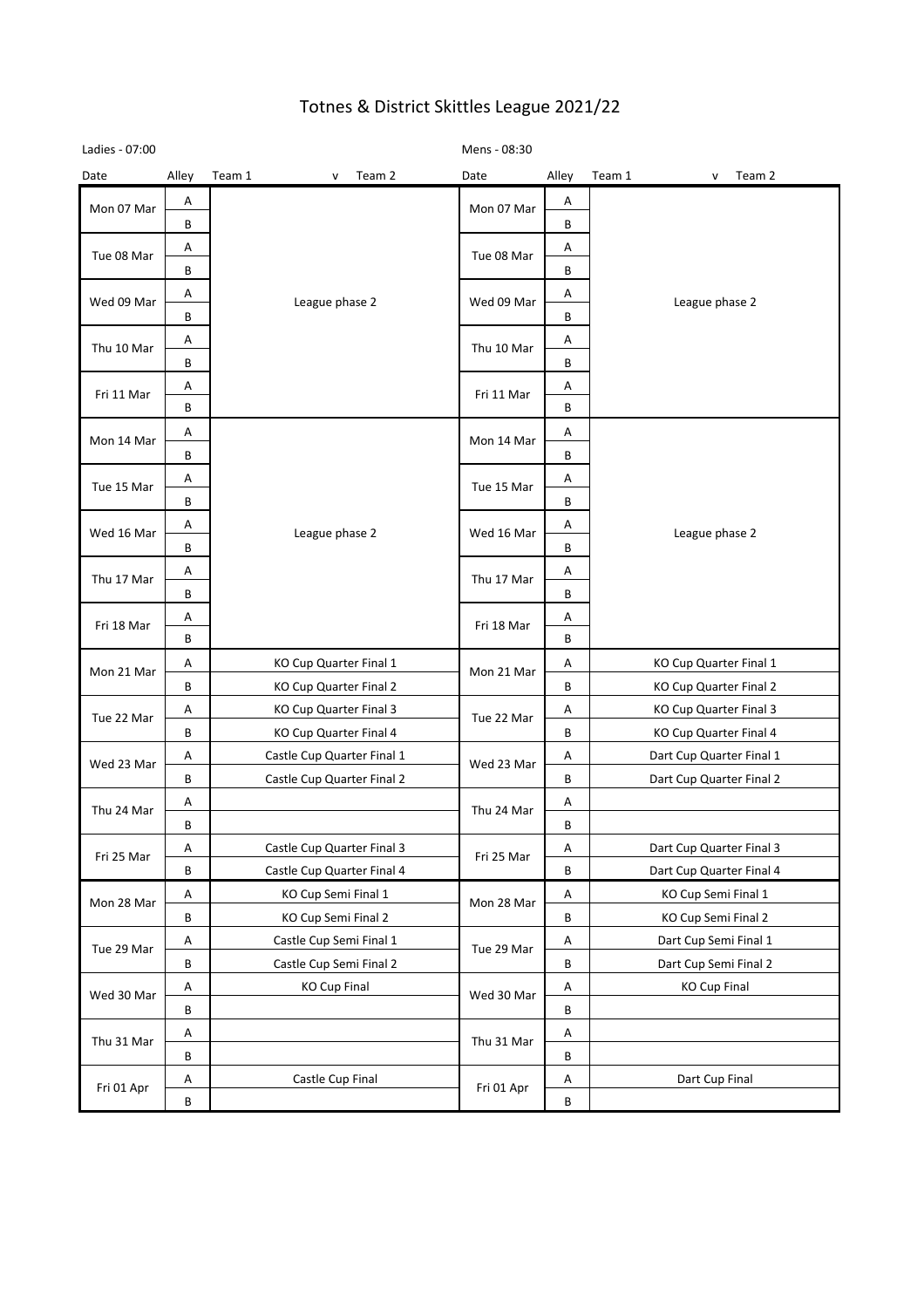# Totnes & District Skittles League 2021/22

| Ladies - 07:00 | | | | Mens - 08:30 | | |
|---|---|---|---|---|---|---|
| Date | Alley | Team 1 v Team 2 | | Date | Alley | Team 1 v Team 2 |
| Mon 07 Mar | A | League phase 2 | | Mon 07 Mar | A | League phase 2 |
| | B | | | | B | |
| Tue 08 Mar | A | | | Tue 08 Mar | A | |
| | B | | | | B | |
| Wed 09 Mar | A | | | Wed 09 Mar | A | |
| | B | | | | B | |
| Thu 10 Mar | A | | | Thu 10 Mar | A | |
| | B | | | | B | |
| Fri 11 Mar | A | | | Fri 11 Mar | A | |
| | B | | | | B | |
| Mon 14 Mar | A | League phase 2 | | Mon 14 Mar | A | League phase 2 |
| | B | | | | B | |
| Tue 15 Mar | A | | | Tue 15 Mar | A | |
| | B | | | | B | |
| Wed 16 Mar | A | | | Wed 16 Mar | A | |
| | B | | | | B | |
| Thu 17 Mar | A | | | Thu 17 Mar | A | |
| | B | | | | B | |
| Fri 18 Mar | A | | | Fri 18 Mar | A | |
| | B | | | | B | |
| Mon 21 Mar | A | KO Cup Quarter Final 1 | | Mon 21 Mar | A | KO Cup Quarter Final 1 |
| | B | KO Cup Quarter Final 2 | | | B | KO Cup Quarter Final 2 |
| Tue 22 Mar | A | KO Cup Quarter Final 3 | | Tue 22 Mar | A | KO Cup Quarter Final 3 |
| | B | KO Cup Quarter Final 4 | | | B | KO Cup Quarter Final 4 |
| Wed 23 Mar | A | Castle Cup Quarter Final 1 | | Wed 23 Mar | A | Dart Cup Quarter Final 1 |
| | B | Castle Cup Quarter Final 2 | | | B | Dart Cup Quarter Final 2 |
| Thu 24 Mar | A | | | Thu 24 Mar | A | |
| | B | | | | B | |
| Fri 25 Mar | A | Castle Cup Quarter Final 3 | | Fri 25 Mar | A | Dart Cup Quarter Final 3 |
| | B | Castle Cup Quarter Final 4 | | | B | Dart Cup Quarter Final 4 |
| Mon 28 Mar | A | KO Cup Semi Final 1 | | Mon 28 Mar | A | KO Cup Semi Final 1 |
| | B | KO Cup Semi Final 2 | | | B | KO Cup Semi Final 2 |
| Tue 29 Mar | A | Castle Cup Semi Final 1 | | Tue 29 Mar | A | Dart Cup Semi Final 1 |
| | B | Castle Cup Semi Final 2 | | | B | Dart Cup Semi Final 2 |
| Wed 30 Mar | A | KO Cup Final | | Wed 30 Mar | A | KO Cup Final |
| | B | | | | B | |
| Thu 31 Mar | A | | | Thu 31 Mar | A | |
| | B | | | | B | |
| Fri 01 Apr | A | Castle Cup Final | | Fri 01 Apr | A | Dart Cup Final |
| | B | | | | B | |